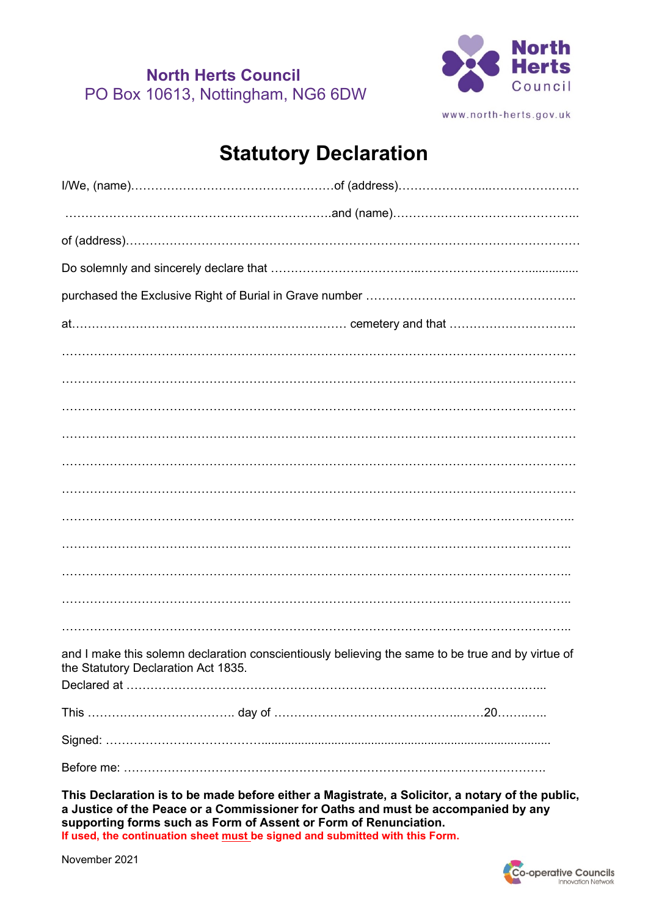**North Herts Council**
PO Box 10613, Nottingham, NG6 6DW

North Herts Council

www.north-herts.gov.uk

# Statutory Declaration

I/We, (name)……………………………………………of (address)…………………..…………………

…………………………………………………………..and (name)………………………………………..

of (address)………………………………………………………………………………………………

Do solemnly and sincerely declare that ……………………………..……………………...............

purchased the Exclusive Right of Burial in Grave number ……………………………………………..

at…………………………………………………………… cemetery and that …………………………..

…………………………………………………………………………………………………………………

…………………………………………………………………………………………………………………

…………………………………………………………………………………………………………………

…………………………………………………………………………………………………………………

…………………………………………………………………………………………………………………

…………………………………………………………………………………………………………………

…………………………………………………………………………………………………………………

…………………………………………………………………………………………………………………

…………………………………………………………………………………………………………………

…………………………………………………………………………………………………………………

…………………………………………………………………………………………………………………

and I make this solemn declaration conscientiously believing the same to be true and by virtue of the Statutory Declaration Act 1835.

Declared at ……………………………………………………………………………………………...

This ………………………………. day of ……………………………………………20…….......

Signed: ……………………………….........................................................................................

Before me: ……………………………………………………………………………………………

**This Declaration is to be made before either a Magistrate, a Solicitor, a notary of the public, a Justice of the Peace or a Commissioner for Oaths and must be accompanied by any supporting forms such as Form of Assent or Form of Renunciation.**
**If used, the continuation sheet must be signed and submitted with this Form.**

November 2021

Co-operative Councils Innovation Network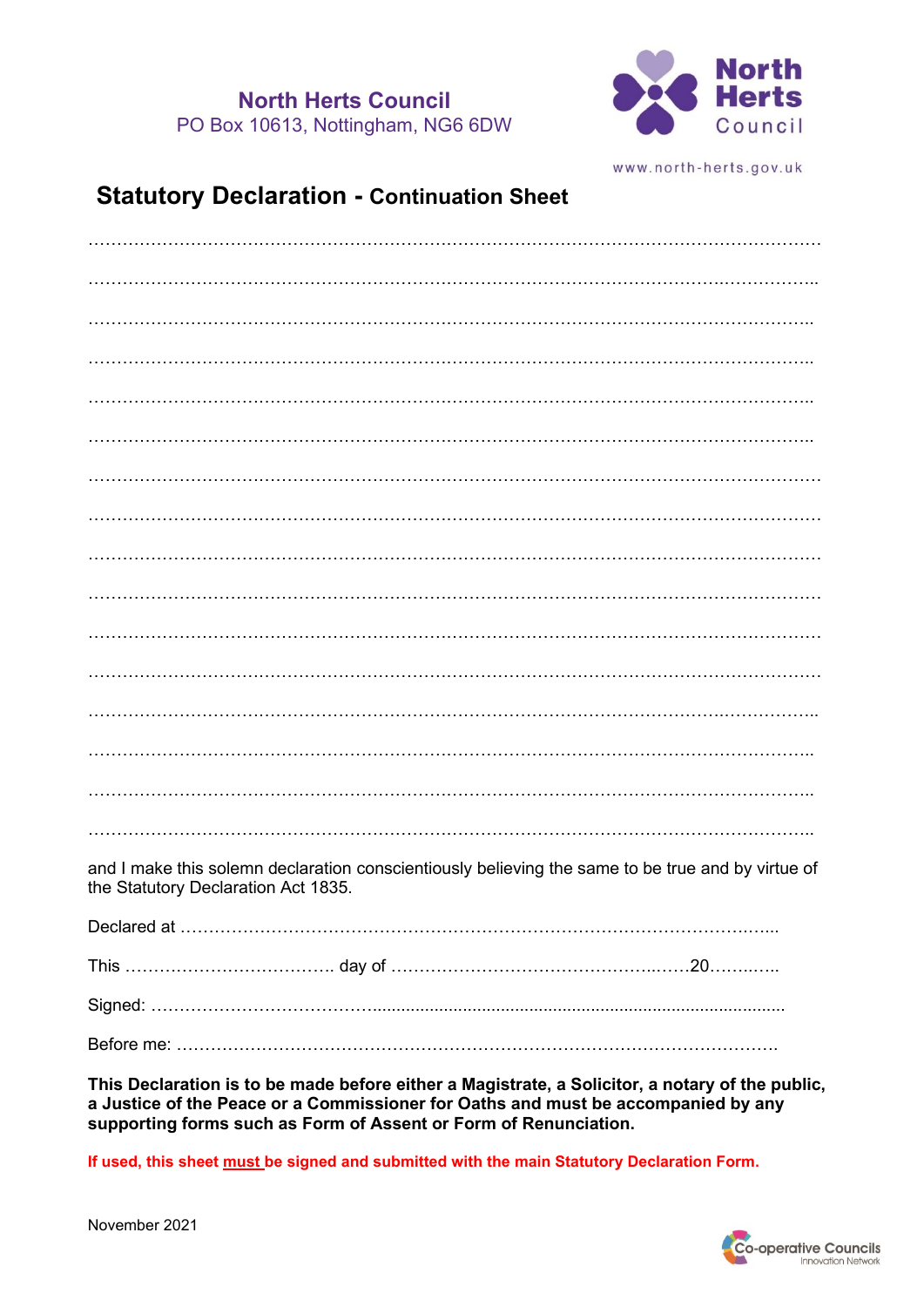North Herts Council
PO Box 10613, Nottingham, NG6 6DW

North Herts Council

www.north-herts.gov.uk

## Statutory Declaration - Continuation Sheet

…………………………………………………………………………………………………………………

…………………………………………………………………………………………………………………

…………………………………………………………………………………………………………………

…………………………………………………………………………………………………………………

…………………………………………………………………………………………………………………

…………………………………………………………………………………………………………………

…………………………………………………………………………………………………………………

…………………………………………………………………………………………………………………

…………………………………………………………………………………………………………………

…………………………………………………………………………………………………………………

…………………………………………………………………………………………………………………

…………………………………………………………………………………………………………………

…………………………………………………………………………………………………………………

…………………………………………………………………………………………………………………

…………………………………………………………………………………………………………………

…………………………………………………………………………………………………………………

and I make this solemn declaration conscientiously believing the same to be true and by virtue of the Statutory Declaration Act 1835.

Declared at ……………………………………………………………………………………………...

This ………………………………. day of …………………………………………..……20………..

Signed: …………………………………………………………………………………………………

Before me: ………………………………………………………………………………………………

**This Declaration is to be made before either a Magistrate, a Solicitor, a notary of the public, a Justice of the Peace or a Commissioner for Oaths and must be accompanied by any supporting forms such as Form of Assent or Form of Renunciation.**

**If used, this sheet <u>must</u> be signed and submitted with the main Statutory Declaration Form.**

November 2021

Co-operative Councils Innovation Network